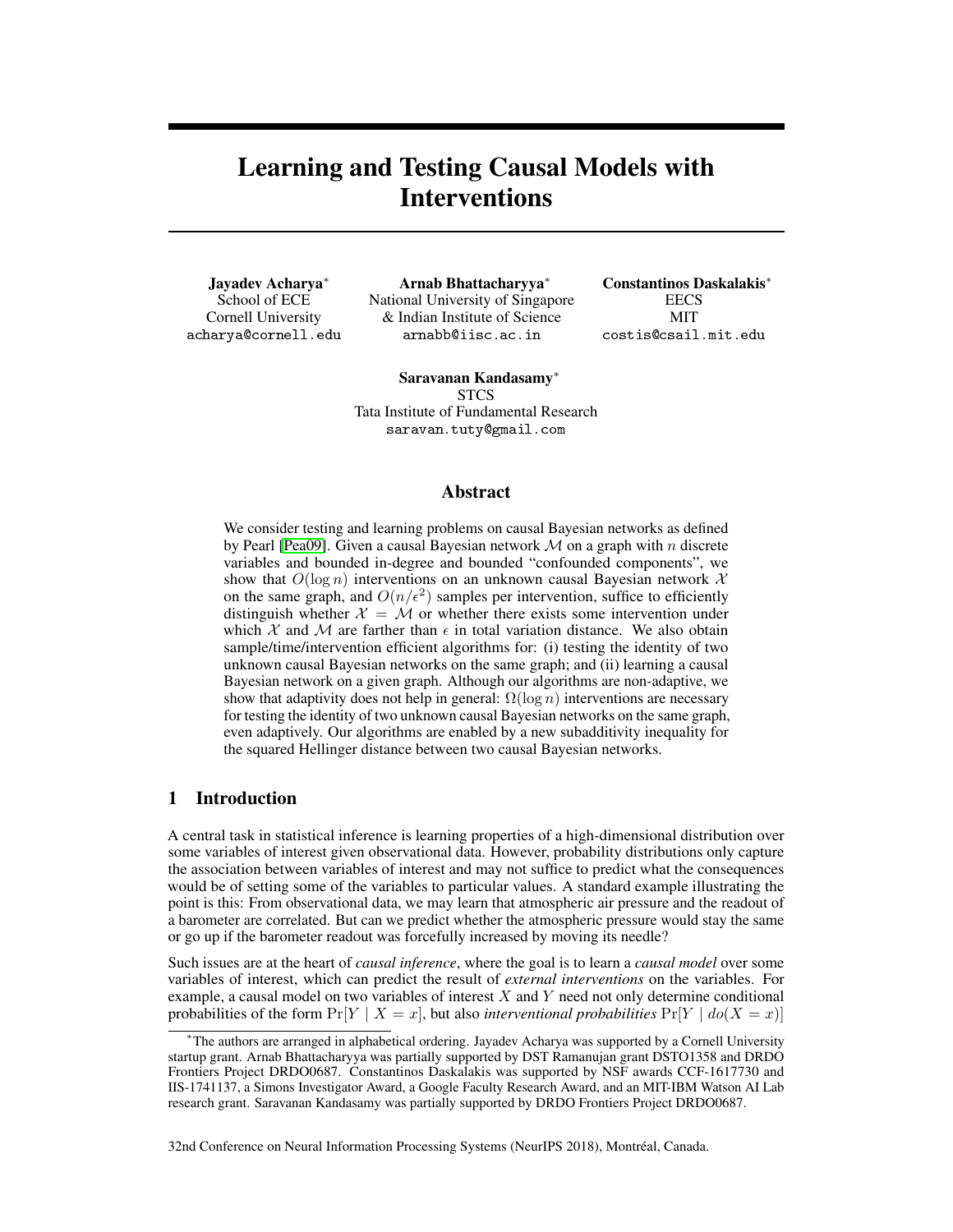# Learning and Testing Causal Models with Interventions

**Jayadev Acharya***
School of ECE
Cornell University
acharya@cornell.edu

**Arnab Bhattacharyya***
National University of Singapore
& Indian Institute of Science
arnabb@iisc.ac.in

**Constantinos Daskalakis***
EECS
MIT
costis@csail.mit.edu

**Saravanan Kandasamy***
STCS
Tata Institute of Fundamental Research
saravan.tuty@gmail.com

## Abstract

We consider testing and learning problems on causal Bayesian networks as defined by Pearl [Pea09]. Given a causal Bayesian network $\mathcal{M}$ on a graph with $n$ discrete variables and bounded in-degree and bounded "confounded components", we show that $O(\log n)$ interventions on an unknown causal Bayesian network $\mathcal{X}$ on the same graph, and $O(n/\epsilon^2)$ samples per intervention, suffice to efficiently distinguish whether $\mathcal{X} = \mathcal{M}$ or whether there exists some intervention under which $\mathcal{X}$ and $\mathcal{M}$ are farther than $\epsilon$ in total variation distance. We also obtain sample/time/intervention efficient algorithms for: (i) testing the identity of two unknown causal Bayesian networks on the same graph; and (ii) learning a causal Bayesian network on a given graph. Although our algorithms are non-adaptive, we show that adaptivity does not help in general: $\Omega(\log n)$ interventions are necessary for testing the identity of two unknown causal Bayesian networks on the same graph, even adaptively. Our algorithms are enabled by a new subadditivity inequality for the squared Hellinger distance between two causal Bayesian networks.

## 1 Introduction

A central task in statistical inference is learning properties of a high-dimensional distribution over some variables of interest given observational data. However, probability distributions only capture the association between variables of interest and may not suffice to predict what the consequences would be of setting some of the variables to particular values. A standard example illustrating the point is this: From observational data, we may learn that atmospheric air pressure and the readout of a barometer are correlated. But can we predict whether the atmospheric pressure would stay the same or go up if the barometer readout was forcefully increased by moving its needle?

Such issues are at the heart of *causal inference*, where the goal is to learn a *causal model* over some variables of interest, which can predict the result of *external interventions* on the variables. For example, a causal model on two variables of interest $X$ and $Y$ need not only determine conditional probabilities of the form $\Pr[Y \mid X = x]$, but also *interventional probabilities* $\Pr[Y \mid do(X = x)]$

*The authors are arranged in alphabetical ordering. Jayadev Acharya was supported by a Cornell University startup grant. Arnab Bhattacharyya was partially supported by DST Ramanujan grant DSTO1358 and DRDO Frontiers Project DRDO0687. Constantinos Daskalakis was supported by NSF awards CCF-1617730 and IIS-1741137, a Simons Investigator Award, a Google Faculty Research Award, and an MIT-IBM Watson AI Lab research grant. Saravanan Kandasamy was partially supported by DRDO Frontiers Project DRDO0687.

32nd Conference on Neural Information Processing Systems (NeurIPS 2018), Montréal, Canada.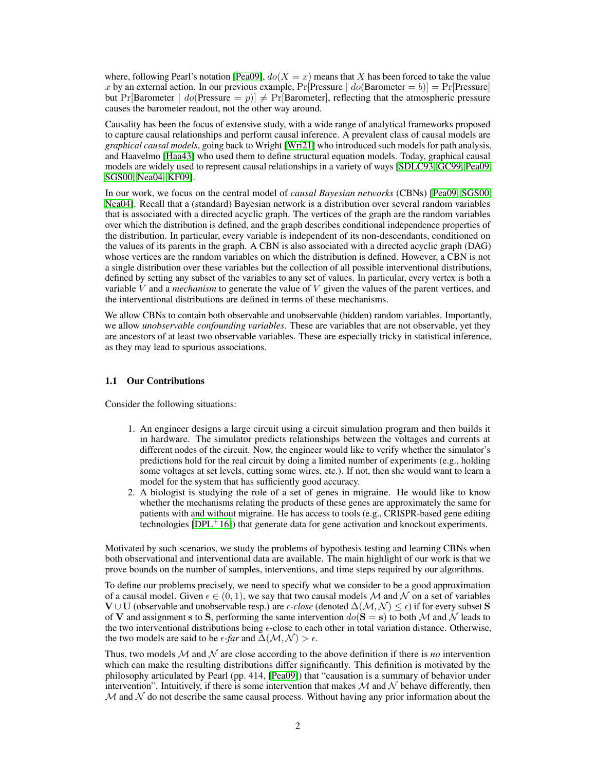where, following Pearl's notation [Pea09], $do(X = x)$ means that $X$ has been forced to take the value $x$ by an external action. In our previous example, $\Pr[\text{Pressure} \mid do(\text{Barometer} = b)] = \Pr[\text{Pressure}]$ but $\Pr[\text{Barometer} \mid do(\text{Pressure} = p)] \neq \Pr[\text{Barometer}]$, reflecting that the atmospheric pressure causes the barometer readout, not the other way around.

Causality has been the focus of extensive study, with a wide range of analytical frameworks proposed to capture causal relationships and perform causal inference. A prevalent class of causal models are *graphical causal models*, going back to Wright [Wri21] who introduced such models for path analysis, and Haavelmo [Haa43] who used them to define structural equation models. Today, graphical causal models are widely used to represent causal relationships in a variety of ways [SDLC93, GC99, Pea09, SGS00, Nea04, KF09].

In our work, we focus on the central model of *causal Bayesian networks* (CBNs) [Pea09, SGS00, Nea04]. Recall that a (standard) Bayesian network is a distribution over several random variables that is associated with a directed acyclic graph. The vertices of the graph are the random variables over which the distribution is defined, and the graph describes conditional independence properties of the distribution. In particular, every variable is independent of its non-descendants, conditioned on the values of its parents in the graph. A CBN is also associated with a directed acyclic graph (DAG) whose vertices are the random variables on which the distribution is defined. However, a CBN is not a single distribution over these variables but the collection of all possible interventional distributions, defined by setting any subset of the variables to any set of values. In particular, every vertex is both a variable $V$ and a *mechanism* to generate the value of $V$ given the values of the parent vertices, and the interventional distributions are defined in terms of these mechanisms.

We allow CBNs to contain both observable and unobservable (hidden) random variables. Importantly, we allow *unobservable confounding variables*. These are variables that are not observable, yet they are ancestors of at least two observable variables. These are especially tricky in statistical inference, as they may lead to spurious associations.

### 1.1 Our Contributions

Consider the following situations:

1. An engineer designs a large circuit using a circuit simulation program and then builds it in hardware. The simulator predicts relationships between the voltages and currents at different nodes of the circuit. Now, the engineer would like to verify whether the simulator's predictions hold for the real circuit by doing a limited number of experiments (e.g., holding some voltages at set levels, cutting some wires, etc.). If not, then she would want to learn a model for the system that has sufficiently good accuracy.
2. A biologist is studying the role of a set of genes in migraine. He would like to know whether the mechanisms relating the products of these genes are approximately the same for patients with and without migraine. He has access to tools (e.g., CRISPR-based gene editing technologies [DPL+16]) that generate data for gene activation and knockout experiments.

Motivated by such scenarios, we study the problems of hypothesis testing and learning CBNs when both observational and interventional data are available. The main highlight of our work is that we prove bounds on the number of samples, interventions, and time steps required by our algorithms.

To define our problems precisely, we need to specify what we consider to be a good approximation of a causal model. Given $\epsilon \in (0, 1)$, we say that two causal models $\mathcal{M}$ and $\mathcal{N}$ on a set of variables $\mathbf{V} \cup \mathbf{U}$ (observable and unobservable resp.) are $\epsilon$-*close* (denoted $\Delta(\mathcal{M}, \mathcal{N}) \leq \epsilon$) if for every subset $\mathbf{S}$ of $\mathbf{V}$ and assignment $\mathbf{s}$ to $\mathbf{S}$, performing the same intervention $do(\mathbf{S} = \mathbf{s})$ to both $\mathcal{M}$ and $\mathcal{N}$ leads to the two interventional distributions being $\epsilon$-close to each other in total variation distance. Otherwise, the two models are said to be $\epsilon$-*far* and $\Delta(\mathcal{M}, \mathcal{N}) > \epsilon$.

Thus, two models $\mathcal{M}$ and $\mathcal{N}$ are close according to the above definition if there is *no* intervention which can make the resulting distributions differ significantly. This definition is motivated by the philosophy articulated by Pearl (pp. 414, [Pea09]) that "causation is a summary of behavior under intervention". Intuitively, if there is some intervention that makes $\mathcal{M}$ and $\mathcal{N}$ behave differently, then $\mathcal{M}$ and $\mathcal{N}$ do not describe the same causal process. Without having any prior information about the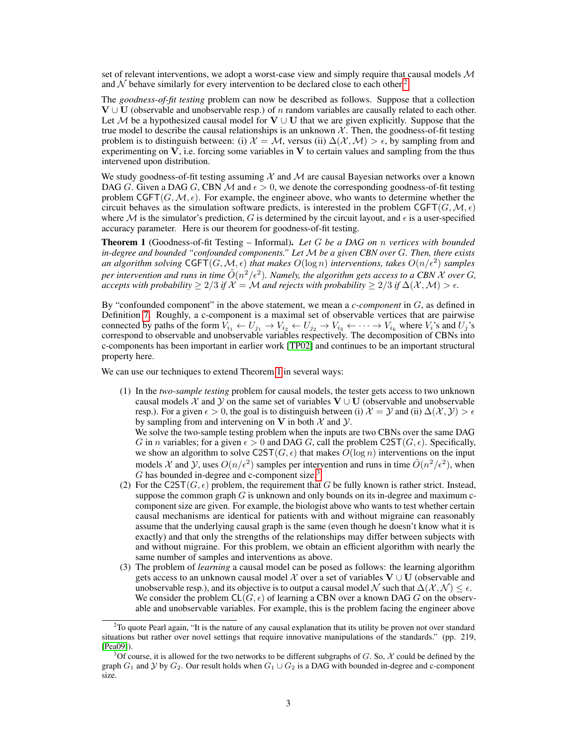set of relevant interventions, we adopt a worst-case view and simply require that causal models $\mathcal{M}$ and $\mathcal{N}$ behave similarly for every intervention to be declared close to each other.[2]

The *goodness-of-fit testing* problem can now be described as follows. Suppose that a collection $\mathbf{V} \cup \mathbf{U}$ (observable and unobservable resp.) of $n$ random variables are causally related to each other. Let $\mathcal{M}$ be a hypothesized causal model for $\mathbf{V} \cup \mathbf{U}$ that we are given explicitly. Suppose that the true model to describe the causal relationships is an unknown $\mathcal{X}$. Then, the goodness-of-fit testing problem is to distinguish between: (i) $\mathcal{X} = \mathcal{M}$, versus (ii) $\Delta(\mathcal{X}, \mathcal{M}) > \epsilon$, by sampling from and experimenting on $\mathbf{V}$, i.e. forcing some variables in $\mathbf{V}$ to certain values and sampling from the thus intervened upon distribution.

We study goodness-of-fit testing assuming $\mathcal{X}$ and $\mathcal{M}$ are causal Bayesian networks over a known DAG $G$. Given a DAG $G$, CBN $\mathcal{M}$ and $\epsilon > 0$, we denote the corresponding goodness-of-fit testing problem $\mathsf{CGFT}(G, \mathcal{M}, \epsilon)$. For example, the engineer above, who wants to determine whether the circuit behaves as the simulation software predicts, is interested in the problem $\mathsf{CGFT}(G, \mathcal{M}, \epsilon)$ where $\mathcal{M}$ is the simulator's prediction, $G$ is determined by the circuit layout, and $\epsilon$ is a user-specified accuracy parameter. Here is our theorem for goodness-of-fit testing.

**Theorem 1** (Goodness-of-fit Testing – Informal). *Let $G$ be a DAG on $n$ vertices with bounded in-degree and bounded "confounded components." Let $\mathcal{M}$ be a given CBN over $G$. Then, there exists an algorithm solving $\mathsf{CGFT}(G, \mathcal{M}, \epsilon)$ that makes $O(\log n)$ interventions, takes $O(n/\epsilon^2)$ samples per intervention and runs in time $\tilde{O}(n^2/\epsilon^2)$. Namely, the algorithm gets access to a CBN $\mathcal{X}$ over $G$, accepts with probability $\geq 2/3$ if $\mathcal{X} = \mathcal{M}$ and rejects with probability $\geq 2/3$ if $\Delta(\mathcal{X}, \mathcal{M}) > \epsilon$.*

By "confounded component" in the above statement, we mean a *c-component* in $G$, as defined in Definition 7. Roughly, a c-component is a maximal set of observable vertices that are pairwise connected by paths of the form $V_{i_1} \leftarrow U_{j_1} \rightarrow V_{i_2} \leftarrow U_{j_2} \rightarrow V_{i_3} \leftarrow \cdots \rightarrow V_{i_k}$ where $V_i$'s and $U_j$'s correspond to observable and unobservable variables respectively. The decomposition of CBNs into c-components has been important in earlier work [TP02] and continues to be an important structural property here.

We can use our techniques to extend Theorem 1 in several ways:

(1) In the *two-sample testing* problem for causal models, the tester gets access to two unknown causal models $\mathcal{X}$ and $\mathcal{Y}$ on the same set of variables $\mathbf{V} \cup \mathbf{U}$ (observable and unobservable resp.). For a given $\epsilon > 0$, the goal is to distinguish between (i) $\mathcal{X} = \mathcal{Y}$ and (ii) $\Delta(\mathcal{X}, \mathcal{Y}) > \epsilon$ by sampling from and intervening on $\mathbf{V}$ in both $\mathcal{X}$ and $\mathcal{Y}$.
We solve the two-sample testing problem when the inputs are two CBNs over the same DAG $G$ in $n$ variables; for a given $\epsilon > 0$ and DAG $G$, call the problem $\mathsf{C2ST}(G, \epsilon)$. Specifically, we show an algorithm to solve $\mathsf{C2ST}(G, \epsilon)$ that makes $O(\log n)$ interventions on the input models $\mathcal{X}$ and $\mathcal{Y}$, uses $O(n/\epsilon^2)$ samples per intervention and runs in time $\tilde{O}(n^2/\epsilon^2)$, when $G$ has bounded in-degree and c-component size.[3]

(2) For the $\mathsf{C2ST}(G, \epsilon)$ problem, the requirement that $G$ be fully known is rather strict. Instead, suppose the common graph $G$ is unknown and only bounds on its in-degree and maximum c-component size are given. For example, the biologist above who wants to test whether certain causal mechanisms are identical for patients with and without migraine can reasonably assume that the underlying causal graph is the same (even though he doesn't know what it is exactly) and that only the strengths of the relationships may differ between subjects with and without migraine. For this problem, we obtain an efficient algorithm with nearly the same number of samples and interventions as above.

(3) The problem of *learning* a causal model can be posed as follows: the learning algorithm gets access to an unknown causal model $\mathcal{X}$ over a set of variables $\mathbf{V} \cup \mathbf{U}$ (observable and unobservable resp.), and its objective is to output a causal model $\mathcal{N}$ such that $\Delta(\mathcal{X}, \mathcal{N}) \leq \epsilon$. We consider the problem $\mathsf{CL}(G, \epsilon)$ of learning a CBN over a known DAG $G$ on the observable and unobservable variables. For example, this is the problem facing the engineer above

[2] To quote Pearl again, "It is the nature of any causal explanation that its utility be proven not over standard situations but rather over novel settings that require innovative manipulations of the standards." (pp. 219, [Pea09]).

[3] Of course, it is allowed for the two networks to be different subgraphs of $G$. So, $\mathcal{X}$ could be defined by the graph $G_1$ and $\mathcal{Y}$ by $G_2$. Our result holds when $G_1 \cup G_2$ is a DAG with bounded in-degree and c-component size.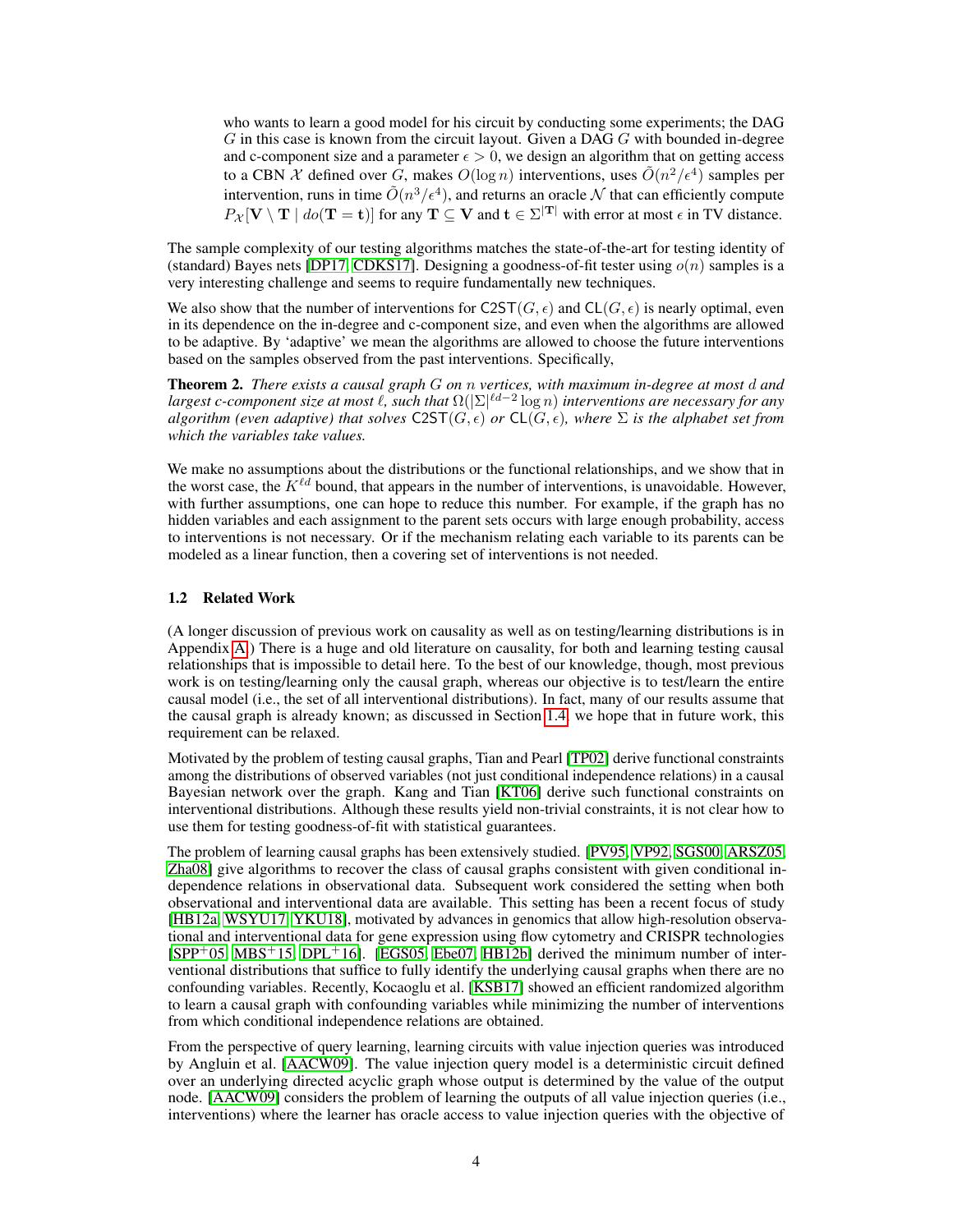who wants to learn a good model for his circuit by conducting some experiments; the DAG $G$ in this case is known from the circuit layout. Given a DAG $G$ with bounded in-degree and c-component size and a parameter $\epsilon > 0$, we design an algorithm that on getting access to a CBN $\mathcal{X}$ defined over $G$, makes $O(\log n)$ interventions, uses $\tilde{O}(n^2/\epsilon^4)$ samples per intervention, runs in time $\tilde{O}(n^3/\epsilon^4)$, and returns an oracle $\mathcal{N}$ that can efficiently compute $P_{\mathcal{X}}[\mathbf{V} \setminus \mathbf{T} \mid do(\mathbf{T} = \mathbf{t})]$ for any $\mathbf{T} \subseteq \mathbf{V}$ and $\mathbf{t} \in \Sigma^{|\mathbf{T}|}$ with error at most $\epsilon$ in TV distance.

The sample complexity of our testing algorithms matches the state-of-the-art for testing identity of (standard) Bayes nets [DP17, CDKS17]. Designing a goodness-of-fit tester using $o(n)$ samples is a very interesting challenge and seems to require fundamentally new techniques.

We also show that the number of interventions for $\mathsf{C2ST}(G, \epsilon)$ and $\mathsf{CL}(G, \epsilon)$ is nearly optimal, even in its dependence on the in-degree and c-component size, and even when the algorithms are allowed to be adaptive. By 'adaptive' we mean the algorithms are allowed to choose the future interventions based on the samples observed from the past interventions. Specifically,

**Theorem 2.** *There exists a causal graph $G$ on $n$ vertices, with maximum in-degree at most $d$ and largest c-component size at most $\ell$, such that $\Omega(|\Sigma|^{\ell d-2} \log n)$ interventions are necessary for any algorithm (even adaptive) that solves $\mathsf{C2ST}(G, \epsilon)$ or $\mathsf{CL}(G, \epsilon)$, where $\Sigma$ is the alphabet set from which the variables take values.*

We make no assumptions about the distributions or the functional relationships, and we show that in the worst case, the $K^{\ell d}$ bound, that appears in the number of interventions, is unavoidable. However, with further assumptions, one can hope to reduce this number. For example, if the graph has no hidden variables and each assignment to the parent sets occurs with large enough probability, access to interventions is not necessary. Or if the mechanism relating each variable to its parents can be modeled as a linear function, then a covering set of interventions is not needed.

### 1.2 Related Work

(A longer discussion of previous work on causality as well as on testing/learning distributions is in Appendix A.) There is a huge and old literature on causality, for both and learning testing causal relationships that is impossible to detail here. To the best of our knowledge, though, most previous work is on testing/learning only the causal graph, whereas our objective is to test/learn the entire causal model (i.e., the set of all interventional distributions). In fact, many of our results assume that the causal graph is already known; as discussed in Section 1.4, we hope that in future work, this requirement can be relaxed.

Motivated by the problem of testing causal graphs, Tian and Pearl [TP02] derive functional constraints among the distributions of observed variables (not just conditional independence relations) in a causal Bayesian network over the graph. Kang and Tian [KT06] derive such functional constraints on interventional distributions. Although these results yield non-trivial constraints, it is not clear how to use them for testing goodness-of-fit with statistical guarantees.

The problem of learning causal graphs has been extensively studied. [PV95, VP92, SGS00, ARSZ05, Zha08] give algorithms to recover the class of causal graphs consistent with given conditional independence relations in observational data. Subsequent work considered the setting when both observational and interventional data are available. This setting has been a recent focus of study [HB12a, WSYU17, YKU18], motivated by advances in genomics that allow high-resolution observational and interventional data for gene expression using flow cytometry and CRISPR technologies [SPP+05, MBS+15, DPL+16]. [EGS05, Ebe07, HB12b] derived the minimum number of interventional distributions that suffice to fully identify the underlying causal graphs when there are no confounding variables. Recently, Kocaoglu et al. [KSB17] showed an efficient randomized algorithm to learn a causal graph with confounding variables while minimizing the number of interventions from which conditional independence relations are obtained.

From the perspective of query learning, learning circuits with value injection queries was introduced by Angluin et al. [AACW09]. The value injection query model is a deterministic circuit defined over an underlying directed acyclic graph whose output is determined by the value of the output node. [AACW09] considers the problem of learning the outputs of all value injection queries (i.e., interventions) where the learner has oracle access to value injection queries with the objective of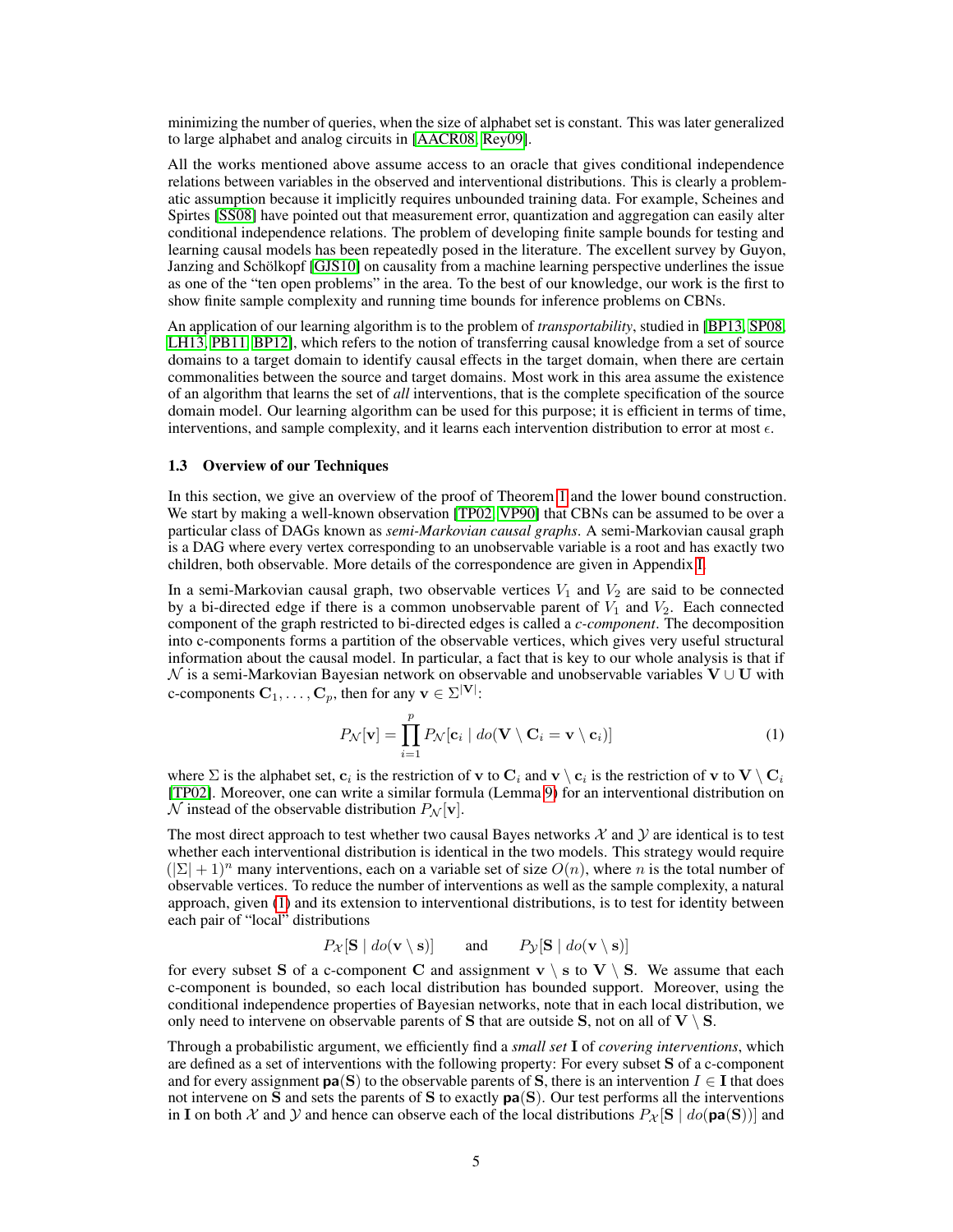minimizing the number of queries, when the size of alphabet set is constant. This was later generalized to large alphabet and analog circuits in [AACR08, Rey09].

All the works mentioned above assume access to an oracle that gives conditional independence relations between variables in the observed and interventional distributions. This is clearly a problematic assumption because it implicitly requires unbounded training data. For example, Scheines and Spirtes [SS08] have pointed out that measurement error, quantization and aggregation can easily alter conditional independence relations. The problem of developing finite sample bounds for testing and learning causal models has been repeatedly posed in the literature. The excellent survey by Guyon, Janzing and Schölkopf [GJS10] on causality from a machine learning perspective underlines the issue as one of the "ten open problems" in the area. To the best of our knowledge, our work is the first to show finite sample complexity and running time bounds for inference problems on CBNs.

An application of our learning algorithm is to the problem of *transportability*, studied in [BP13, SP08, LH13, PB11, BP12], which refers to the notion of transferring causal knowledge from a set of source domains to a target domain to identify causal effects in the target domain, when there are certain commonalities between the source and target domains. Most work in this area assume the existence of an algorithm that learns the set of *all* interventions, that is the complete specification of the source domain model. Our learning algorithm can be used for this purpose; it is efficient in terms of time, interventions, and sample complexity, and it learns each intervention distribution to error at most $\epsilon$.

### 1.3 Overview of our Techniques

In this section, we give an overview of the proof of Theorem 1 and the lower bound construction. We start by making a well-known observation [TP02, VP90] that CBNs can be assumed to be over a particular class of DAGs known as *semi-Markovian causal graphs*. A semi-Markovian causal graph is a DAG where every vertex corresponding to an unobservable variable is a root and has exactly two children, both observable. More details of the correspondence are given in Appendix I.

In a semi-Markovian causal graph, two observable vertices $V_1$ and $V_2$ are said to be connected by a bi-directed edge if there is a common unobservable parent of $V_1$ and $V_2$. Each connected component of the graph restricted to bi-directed edges is called a *c-component*. The decomposition into c-components forms a partition of the observable vertices, which gives very useful structural information about the causal model. In particular, a fact that is key to our whole analysis is that if $\mathcal{N}$ is a semi-Markovian Bayesian network on observable and unobservable variables $\mathbf{V} \cup \mathbf{U}$ with c-components $\mathbf{C}_1, \ldots, \mathbf{C}_p$, then for any $\mathbf{v} \in \Sigma^{|\mathbf{V}|}$:

$$P_{\mathcal{N}}[\mathbf{v}] = \prod_{i=1}^{p} P_{\mathcal{N}}[\mathbf{c}_i \mid do(\mathbf{V} \setminus \mathbf{C}_i = \mathbf{v} \setminus \mathbf{c}_i)] \tag{1}$$

where $\Sigma$ is the alphabet set, $\mathbf{c}_i$ is the restriction of $\mathbf{v}$ to $\mathbf{C}_i$ and $\mathbf{v} \setminus \mathbf{c}_i$ is the restriction of $\mathbf{v}$ to $\mathbf{V} \setminus \mathbf{C}_i$ [TP02]. Moreover, one can write a similar formula (Lemma 9) for an interventional distribution on $\mathcal{N}$ instead of the observable distribution $P_{\mathcal{N}}[\mathbf{v}]$.

The most direct approach to test whether two causal Bayes networks $\mathcal{X}$ and $\mathcal{Y}$ are identical is to test whether each interventional distribution is identical in the two models. This strategy would require $(|\Sigma| + 1)^n$ many interventions, each on a variable set of size $O(n)$, where $n$ is the total number of observable vertices. To reduce the number of interventions as well as the sample complexity, a natural approach, given (1) and its extension to interventional distributions, is to test for identity between each pair of "local" distributions

$$P_{\mathcal{X}}[\mathbf{S} \mid do(\mathbf{v} \setminus \mathbf{s})] \qquad \text{and} \qquad P_{\mathcal{Y}}[\mathbf{S} \mid do(\mathbf{v} \setminus \mathbf{s})]$$

for every subset $\mathbf{S}$ of a c-component $\mathbf{C}$ and assignment $\mathbf{v} \setminus \mathbf{s}$ to $\mathbf{V} \setminus \mathbf{S}$. We assume that each c-component is bounded, so each local distribution has bounded support. Moreover, using the conditional independence properties of Bayesian networks, note that in each local distribution, we only need to intervene on observable parents of $\mathbf{S}$ that are outside $\mathbf{S}$, not on all of $\mathbf{V} \setminus \mathbf{S}$.

Through a probabilistic argument, we efficiently find a *small set* $\mathbf{I}$ of *covering interventions*, which are defined as a set of interventions with the following property: For every subset $\mathbf{S}$ of a c-component and for every assignment $\mathbf{pa}(\mathbf{S})$ to the observable parents of $\mathbf{S}$, there is an intervention $I \in \mathbf{I}$ that does not intervene on $\mathbf{S}$ and sets the parents of $\mathbf{S}$ to exactly $\mathbf{pa}(\mathbf{S})$. Our test performs all the interventions in $\mathbf{I}$ on both $\mathcal{X}$ and $\mathcal{Y}$ and hence can observe each of the local distributions $P_{\mathcal{X}}[\mathbf{S} \mid do(\mathbf{pa}(\mathbf{S}))]$ and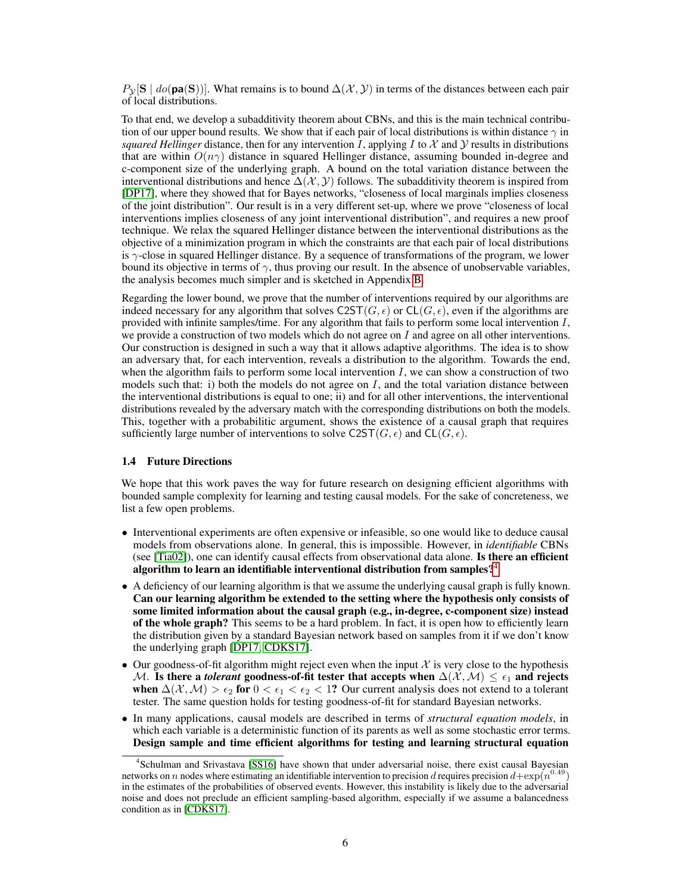$P_{\mathcal{Y}}[\mathbf{S} \mid do(\mathbf{pa}(\mathbf{S}))]$. What remains is to bound $\Delta(\mathcal{X}, \mathcal{Y})$ in terms of the distances between each pair of local distributions.

To that end, we develop a subadditivity theorem about CBNs, and this is the main technical contribution of our upper bound results. We show that if each pair of local distributions is within distance $\gamma$ in *squared Hellinger* distance, then for any intervention $I$, applying $I$ to $\mathcal{X}$ and $\mathcal{Y}$ results in distributions that are within $O(n\gamma)$ distance in squared Hellinger distance, assuming bounded in-degree and c-component size of the underlying graph. A bound on the total variation distance between the interventional distributions and hence $\Delta(\mathcal{X}, \mathcal{Y})$ follows. The subadditivity theorem is inspired from [DP17], where they showed that for Bayes networks, "closeness of local marginals implies closeness of the joint distribution". Our result is in a very different set-up, where we prove "closeness of local interventions implies closeness of any joint interventional distribution", and requires a new proof technique. We relax the squared Hellinger distance between the interventional distributions as the objective of a minimization program in which the constraints are that each pair of local distributions is $\gamma$-close in squared Hellinger distance. By a sequence of transformations of the program, we lower bound its objective in terms of $\gamma$, thus proving our result. In the absence of unobservable variables, the analysis becomes much simpler and is sketched in Appendix B.

Regarding the lower bound, we prove that the number of interventions required by our algorithms are indeed necessary for any algorithm that solves $\mathsf{C2ST}(G, \epsilon)$ or $\mathsf{CL}(G, \epsilon)$, even if the algorithms are provided with infinite samples/time. For any algorithm that fails to perform some local intervention $I$, we provide a construction of two models which do not agree on $I$ and agree on all other interventions. Our construction is designed in such a way that it allows adaptive algorithms. The idea is to show an adversary that, for each intervention, reveals a distribution to the algorithm. Towards the end, when the algorithm fails to perform some local intervention $I$, we can show a construction of two models such that: i) both the models do not agree on $I$, and the total variation distance between the interventional distributions is equal to one; ii) and for all other interventions, the interventional distributions revealed by the adversary match with the corresponding distributions on both the models. This, together with a probabilitic argument, shows the existence of a causal graph that requires sufficiently large number of interventions to solve $\mathsf{C2ST}(G, \epsilon)$ and $\mathsf{CL}(G, \epsilon)$.

### 1.4 Future Directions

We hope that this work paves the way for future research on designing efficient algorithms with bounded sample complexity for learning and testing causal models. For the sake of concreteness, we list a few open problems.

- Interventional experiments are often expensive or infeasible, so one would like to deduce causal models from observations alone. In general, this is impossible. However, in *identifiable* CBNs (see [Tia02]), one can identify causal effects from observational data alone. **Is there an efficient algorithm to learn an identifiable interventional distribution from samples?**[4]
- A deficiency of our learning algorithm is that we assume the underlying causal graph is fully known. **Can our learning algorithm be extended to the setting where the hypothesis only consists of some limited information about the causal graph (e.g., in-degree, c-component size) instead of the whole graph?** This seems to be a hard problem. In fact, it is open how to efficiently learn the distribution given by a standard Bayesian network based on samples from it if we don't know the underlying graph [DP17, CDKS17].
- Our goodness-of-fit algorithm might reject even when the input $\mathcal{X}$ is very close to the hypothesis $\mathcal{M}$. **Is there a *tolerant* goodness-of-fit tester that accepts when $\Delta(\mathcal{X}, \mathcal{M}) \leq \epsilon_1$ and rejects when $\Delta(\mathcal{X}, \mathcal{M}) > \epsilon_2$ for $0 < \epsilon_1 < \epsilon_2 < 1$?** Our current analysis does not extend to a tolerant tester. The same question holds for testing goodness-of-fit for standard Bayesian networks.
- In many applications, causal models are described in terms of *structural equation models*, in which each variable is a deterministic function of its parents as well as some stochastic error terms. **Design sample and time efficient algorithms for testing and learning structural equation**

[4] Schulman and Srivastava [SS16] have shown that under adversarial noise, there exist causal Bayesian networks on $n$ nodes where estimating an identifiable intervention to precision $d$ requires precision $d + \exp(n^{0.49})$ in the estimates of the probabilities of observed events. However, this instability is likely due to the adversarial noise and does not preclude an efficient sampling-based algorithm, especially if we assume a balancedness condition as in [CDKS17].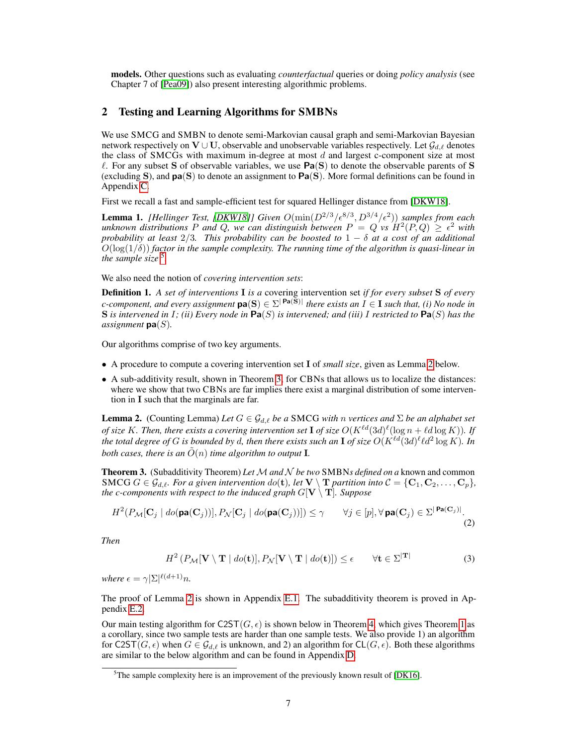**models.** Other questions such as evaluating *counterfactual* queries or doing *policy analysis* (see Chapter 7 of [Pea09]) also present interesting algorithmic problems.

## 2 Testing and Learning Algorithms for SMBNs

We use SMCG and SMBN to denote semi-Markovian causal graph and semi-Markovian Bayesian network respectively on $\mathbf{V} \cup \mathbf{U}$, observable and unobservable variables respectively. Let $\mathcal{G}_{d,\ell}$ denotes the class of SMCGs with maximum in-degree at most $d$ and largest c-component size at most $\ell$. For any subset $\mathbf{S}$ of observable variables, we use $\mathbf{Pa}(\mathbf{S})$ to denote the observable parents of $\mathbf{S}$ (excluding $\mathbf{S}$), and $\mathbf{pa}(\mathbf{S})$ to denote an assignment to $\mathbf{Pa}(\mathbf{S})$. More formal definitions can be found in Appendix C.

First we recall a fast and sample-efficient test for squared Hellinger distance from [DKW18].

**Lemma 1.** *[Hellinger Test, [DKW18]] Given $O(\min(D^{2/3}/\epsilon^{8/3}, D^{3/4}/\epsilon^2))$ samples from each unknown distributions $P$ and $Q$, we can distinguish between $P = Q$ vs $H^2(P, Q) \geq \epsilon^2$ with probability at least $2/3$. This probability can be boosted to $1 - \delta$ at a cost of an additional $O(\log(1/\delta))$ factor in the sample complexity. The running time of the algorithm is quasi-linear in the sample size.*[5]

We also need the notion of *covering intervention sets*:

**Definition 1.** *A set of interventions $\mathbf{I}$ is a* covering intervention set *if for every subset $\mathbf{S}$ of every c-component, and every assignment $\mathbf{pa}(\mathbf{S}) \in \Sigma^{|\mathbf{Pa}(\mathbf{S})|}$ there exists an $I \in \mathbf{I}$ such that, (i) No node in $\mathbf{S}$ is intervened in $I$; (ii) Every node in $\mathbf{Pa}(S)$ is intervened; and (iii) $I$ restricted to $\mathbf{Pa}(S)$ has the assignment $\mathbf{pa}(S)$.*

Our algorithms comprise of two key arguments.

- A procedure to compute a covering intervention set $\mathbf{I}$ of *small size*, given as Lemma 2 below.
- A sub-additivity result, shown in Theorem 3, for CBNs that allows us to localize the distances: where we show that two CBNs are far implies there exist a marginal distribution of some intervention in $\mathbf{I}$ such that the marginals are far.

**Lemma 2.** (Counting Lemma) *Let $G \in \mathcal{G}_{d,\ell}$ be a* SMCG *with $n$ vertices and $\Sigma$ be an alphabet set of size $K$. Then, there exists a covering intervention set $\mathbf{I}$ of size $O(K^{\ell d}(3d)^{\ell}(\log n + \ell d \log K))$. If the total degree of $G$ is bounded by $d$, then there exists such an $\mathbf{I}$ of size $O(K^{\ell d}(3d)^{\ell}\ell d^2 \log K)$. In both cases, there is an $\tilde{O}(n)$ time algorithm to output $\mathbf{I}$.*

**Theorem 3.** (Subadditivity Theorem) *Let $\mathcal{M}$ and $\mathcal{N}$ be two* SMBN*s defined on a* known and common SMCG *$G \in \mathcal{G}_{d,\ell}$. For a given intervention $do(\mathbf{t})$, let $\mathbf{V} \setminus \mathbf{T}$ partition into $\mathcal{C} = \{\mathbf{C}_1, \mathbf{C}_2, \ldots, \mathbf{C}_p\}$, the c-components with respect to the induced graph $G[\mathbf{V} \setminus \mathbf{T}]$. Suppose*

$$H^2(P_{\mathcal{M}}[\mathbf{C}_j \mid do(\mathbf{pa}(\mathbf{C}_j))], P_{\mathcal{N}}[\mathbf{C}_j \mid do(\mathbf{pa}(\mathbf{C}_j))]) \leq \gamma \qquad \forall j \in [p], \forall \mathbf{pa}(\mathbf{C}_j) \in \Sigma^{|\mathbf{Pa}(\mathbf{C}_j)|}. \tag{2}$$

*Then*

$$H^2\left(P_{\mathcal{M}}[\mathbf{V} \setminus \mathbf{T} \mid do(\mathbf{t})], P_{\mathcal{N}}[\mathbf{V} \setminus \mathbf{T} \mid do(\mathbf{t})]\right) \leq \epsilon \qquad \forall \mathbf{t} \in \Sigma^{|\mathbf{T}|} \tag{3}$$

*where $\epsilon = \gamma|\Sigma|^{\ell(d+1)}n$.*

The proof of Lemma 2 is shown in Appendix E.1. The subadditivity theorem is proved in Appendix E.2.

Our main testing algorithm for $\mathsf{C2ST}(G, \epsilon)$ is shown below in Theorem 4, which gives Theorem 1 as a corollary, since two sample tests are harder than one sample tests. We also provide 1) an algorithm for $\mathsf{C2ST}(G, \epsilon)$ when $G \in \mathcal{G}_{d,\ell}$ is unknown, and 2) an algorithm for $\mathsf{CL}(G, \epsilon)$. Both these algorithms are similar to the below algorithm and can be found in Appendix D.

[5] The sample complexity here is an improvement of the previously known result of [DK16].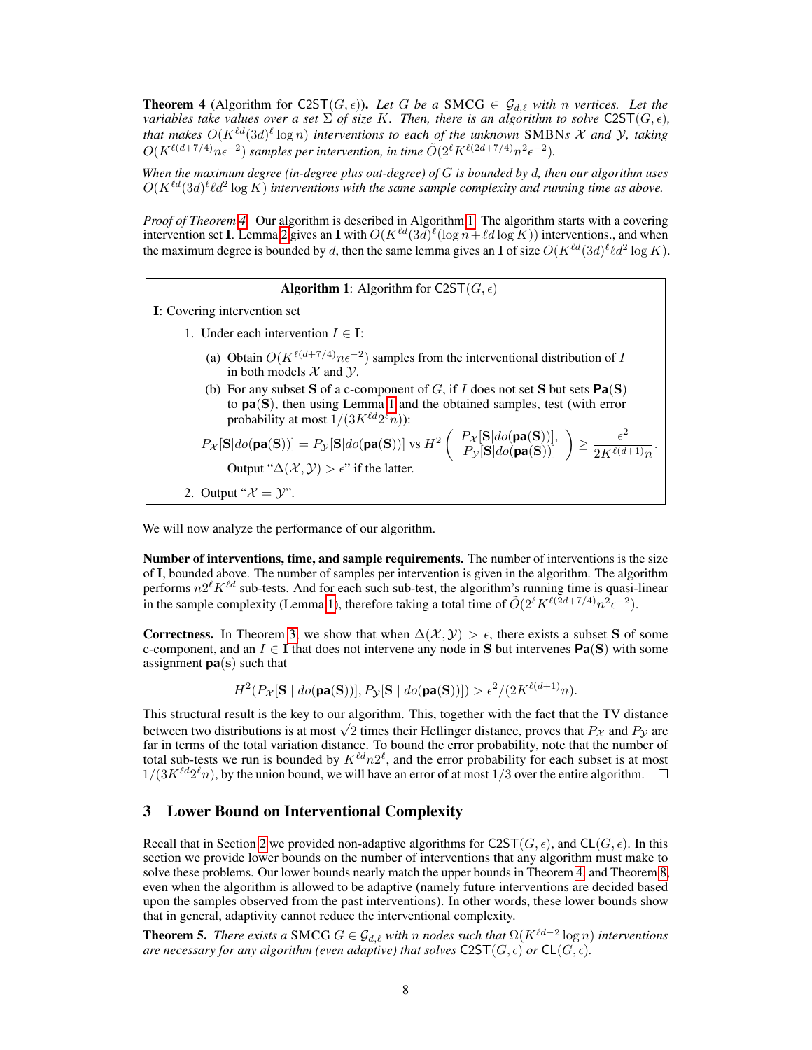**Theorem 4** (Algorithm for $\mathsf{C2ST}(G, \epsilon)$). *Let $G$ be a SMCG $\in \mathcal{G}_{d,\ell}$ with $n$ vertices. Let the variables take values over a set $\Sigma$ of size $K$. Then, there is an algorithm to solve $\mathsf{C2ST}(G, \epsilon)$, that makes $O(K^{\ell d}(3d)^{\ell} \log n)$ interventions to each of the unknown SMBNs $\mathcal{X}$ and $\mathcal{Y}$, taking $O(K^{\ell(d+7/4)} n \epsilon^{-2})$ samples per intervention, in time $\tilde{O}(2^{\ell} K^{\ell(2d+7/4)} n^2 \epsilon^{-2})$.*

*When the maximum degree (in-degree plus out-degree) of $G$ is bounded by $d$, then our algorithm uses $O(K^{\ell d}(3d)^{\ell} \ell d^2 \log K)$ interventions with the same sample complexity and running time as above.*

*Proof of Theorem 4.* Our algorithm is described in Algorithm 1. The algorithm starts with a covering intervention set $\mathbf{I}$. Lemma 2 gives an $\mathbf{I}$ with $O(K^{\ell d}(3d)^{\ell}(\log n + \ell d \log K))$ interventions., and when the maximum degree is bounded by $d$, then the same lemma gives an $\mathbf{I}$ of size $O(K^{\ell d}(3d)^{\ell} \ell d^2 \log K)$.

**Algorithm 1**: Algorithm for $\mathsf{C2ST}(G, \epsilon)$

$\mathbf{I}$: Covering intervention set

1. Under each intervention $I \in \mathbf{I}$:
   (a) Obtain $O(K^{\ell(d+7/4)} n \epsilon^{-2})$ samples from the interventional distribution of $I$ in both models $\mathcal{X}$ and $\mathcal{Y}$.
   (b) For any subset $\mathbf{S}$ of a c-component of $G$, if $I$ does not set $\mathbf{S}$ but sets $\mathbf{Pa}(\mathbf{S})$ to $\mathbf{pa}(\mathbf{S})$, then using Lemma 1 and the obtained samples, test (with error probability at most $1/(3K^{\ell d} 2^{\ell} n)$):

$$P_{\mathcal{X}}[\mathbf{S} | do(\mathbf{pa}(\mathbf{S}))] = P_{\mathcal{Y}}[\mathbf{S} | do(\mathbf{pa}(\mathbf{S}))] \text{ vs } H^2\left( \begin{array}{c} P_{\mathcal{X}}[\mathbf{S} | do(\mathbf{pa}(\mathbf{S}))], \\ P_{\mathcal{Y}}[\mathbf{S} | do(\mathbf{pa}(\mathbf{S}))] \end{array} \right) \geq \frac{\epsilon^2}{2K^{\ell(d+1)} n}.$$

   Output "$\Delta(\mathcal{X}, \mathcal{Y}) > \epsilon$" if the latter.

2. Output "$\mathcal{X} = \mathcal{Y}$".

We will now analyze the performance of our algorithm.

**Number of interventions, time, and sample requirements.** The number of interventions is the size of $\mathbf{I}$, bounded above. The number of samples per intervention is given in the algorithm. The algorithm performs $n 2^{\ell} K^{\ell d}$ sub-tests. And for each such sub-test, the algorithm's running time is quasi-linear in the sample complexity (Lemma 1), therefore taking a total time of $\tilde{O}(2^{\ell} K^{\ell(2d+7/4)} n^2 \epsilon^{-2})$.

**Correctness.** In Theorem 3, we show that when $\Delta(\mathcal{X}, \mathcal{Y}) > \epsilon$, there exists a subset $\mathbf{S}$ of some c-component, and an $I \in \mathbf{I}$ that does not intervene any node in $\mathbf{S}$ but intervenes $\mathbf{Pa}(\mathbf{S})$ with some assignment $\mathbf{pa}(\mathbf{s})$ such that

$$H^2(P_{\mathcal{X}}[\mathbf{S} \mid do(\mathbf{pa}(\mathbf{S}))], P_{\mathcal{Y}}[\mathbf{S} \mid do(\mathbf{pa}(\mathbf{S}))]) > \epsilon^2/(2K^{\ell(d+1)} n).$$

This structural result is the key to our algorithm. This, together with the fact that the TV distance between two distributions is at most $\sqrt{2}$ times their Hellinger distance, proves that $P_{\mathcal{X}}$ and $P_{\mathcal{Y}}$ are far in terms of the total variation distance. To bound the error probability, note that the number of total sub-tests we run is bounded by $K^{\ell d} n 2^{\ell}$, and the error probability for each subset is at most $1/(3K^{\ell d} 2^{\ell} n)$, by the union bound, we will have an error of at most $1/3$ over the entire algorithm. $\square$

## 3 Lower Bound on Interventional Complexity

Recall that in Section 2 we provided non-adaptive algorithms for $\mathsf{C2ST}(G, \epsilon)$, and $\mathsf{CL}(G, \epsilon)$. In this section we provide lower bounds on the number of interventions that any algorithm must make to solve these problems. Our lower bounds nearly match the upper bounds in Theorem 4 and Theorem 8, even when the algorithm is allowed to be adaptive (namely future interventions are decided based upon the samples observed from the past interventions). In other words, these lower bounds show that in general, adaptivity cannot reduce the interventional complexity.

**Theorem 5.** *There exists a SMCG $G \in \mathcal{G}_{d,\ell}$ with $n$ nodes such that $\Omega(K^{\ell d-2} \log n)$ interventions are necessary for any algorithm (even adaptive) that solves $\mathsf{C2ST}(G, \epsilon)$ or $\mathsf{CL}(G, \epsilon)$.*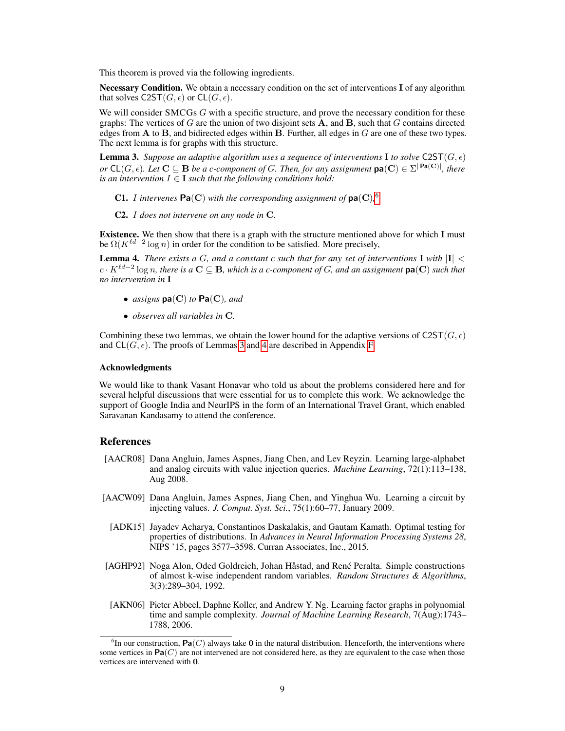This theorem is proved via the following ingredients.

**Necessary Condition.** We obtain a necessary condition on the set of interventions $\mathbf{I}$ of any algorithm that solves $\mathsf{C2ST}(G, \epsilon)$ or $\mathsf{CL}(G, \epsilon)$.

We will consider SMCGs $G$ with a specific structure, and prove the necessary condition for these graphs: The vertices of $G$ are the union of two disjoint sets $\mathbf{A}$, and $\mathbf{B}$, such that $G$ contains directed edges from $\mathbf{A}$ to $\mathbf{B}$, and bidirected edges within $\mathbf{B}$. Further, all edges in $G$ are one of these two types. The next lemma is for graphs with this structure.

**Lemma 3.** *Suppose an adaptive algorithm uses a sequence of interventions $\mathbf{I}$ to solve $\mathsf{C2ST}(G, \epsilon)$ or $\mathsf{CL}(G, \epsilon)$. Let $\mathbf{C} \subseteq \mathbf{B}$ be a c-component of $G$. Then, for any assignment $\mathbf{pa}(\mathbf{C}) \in \Sigma^{|\mathbf{Pa}(\mathbf{C})|}$, there is an intervention $I \in \mathbf{I}$ such that the following conditions hold:*

**C1.** *$I$ intervenes $\mathbf{Pa}(\mathbf{C})$ with the corresponding assignment of $\mathbf{pa}(\mathbf{C})$.*[6]

**C2.** *$I$ does not intervene on any node in $\mathbf{C}$.*

**Existence.** We then show that there is a graph with the structure mentioned above for which $\mathbf{I}$ must be $\Omega(K^{\ell d-2} \log n)$ in order for the condition to be satisfied. More precisely,

**Lemma 4.** *There exists a $G$, and a constant $c$ such that for any set of interventions $\mathbf{I}$ with $|\mathbf{I}| < c \cdot K^{\ell d-2} \log n$, there is a $\mathbf{C} \subseteq \mathbf{B}$, which is a c-component of $G$, and an assignment $\mathbf{pa}(\mathbf{C})$ such that no intervention in $\mathbf{I}$*

- *assigns $\mathbf{pa}(\mathbf{C})$ to $\mathbf{Pa}(\mathbf{C})$, and*
- *observes all variables in $\mathbf{C}$.*

Combining these two lemmas, we obtain the lower bound for the adaptive versions of $\mathsf{C2ST}(G, \epsilon)$ and $\mathsf{CL}(G, \epsilon)$. The proofs of Lemmas 3 and 4 are described in Appendix F.

### Acknowledgments

We would like to thank Vasant Honavar who told us about the problems considered here and for several helpful discussions that were essential for us to complete this work. We acknowledge the support of Google India and NeurIPS in the form of an International Travel Grant, which enabled Saravanan Kandasamy to attend the conference.

## References

[AACR08] Dana Angluin, James Aspnes, Jiang Chen, and Lev Reyzin. Learning large-alphabet and analog circuits with value injection queries. *Machine Learning*, 72(1):113–138, Aug 2008.

[AACW09] Dana Angluin, James Aspnes, Jiang Chen, and Yinghua Wu. Learning a circuit by injecting values. *J. Comput. Syst. Sci.*, 75(1):60–77, January 2009.

[ADK15] Jayadev Acharya, Constantinos Daskalakis, and Gautam Kamath. Optimal testing for properties of distributions. In *Advances in Neural Information Processing Systems 28*, NIPS '15, pages 3577–3598. Curran Associates, Inc., 2015.

[AGHP92] Noga Alon, Oded Goldreich, Johan Håstad, and René Peralta. Simple constructions of almost k-wise independent random variables. *Random Structures & Algorithms*, 3(3):289–304, 1992.

[AKN06] Pieter Abbeel, Daphne Koller, and Andrew Y. Ng. Learning factor graphs in polynomial time and sample complexity. *Journal of Machine Learning Research*, 7(Aug):1743–1788, 2006.

[6] In our construction, $\mathbf{Pa}(C)$ always take $\mathbf{0}$ in the natural distribution. Henceforth, the interventions where some vertices in $\mathbf{Pa}(C)$ are not intervened are not considered here, as they are equivalent to the case when those vertices are intervened with $\mathbf{0}$.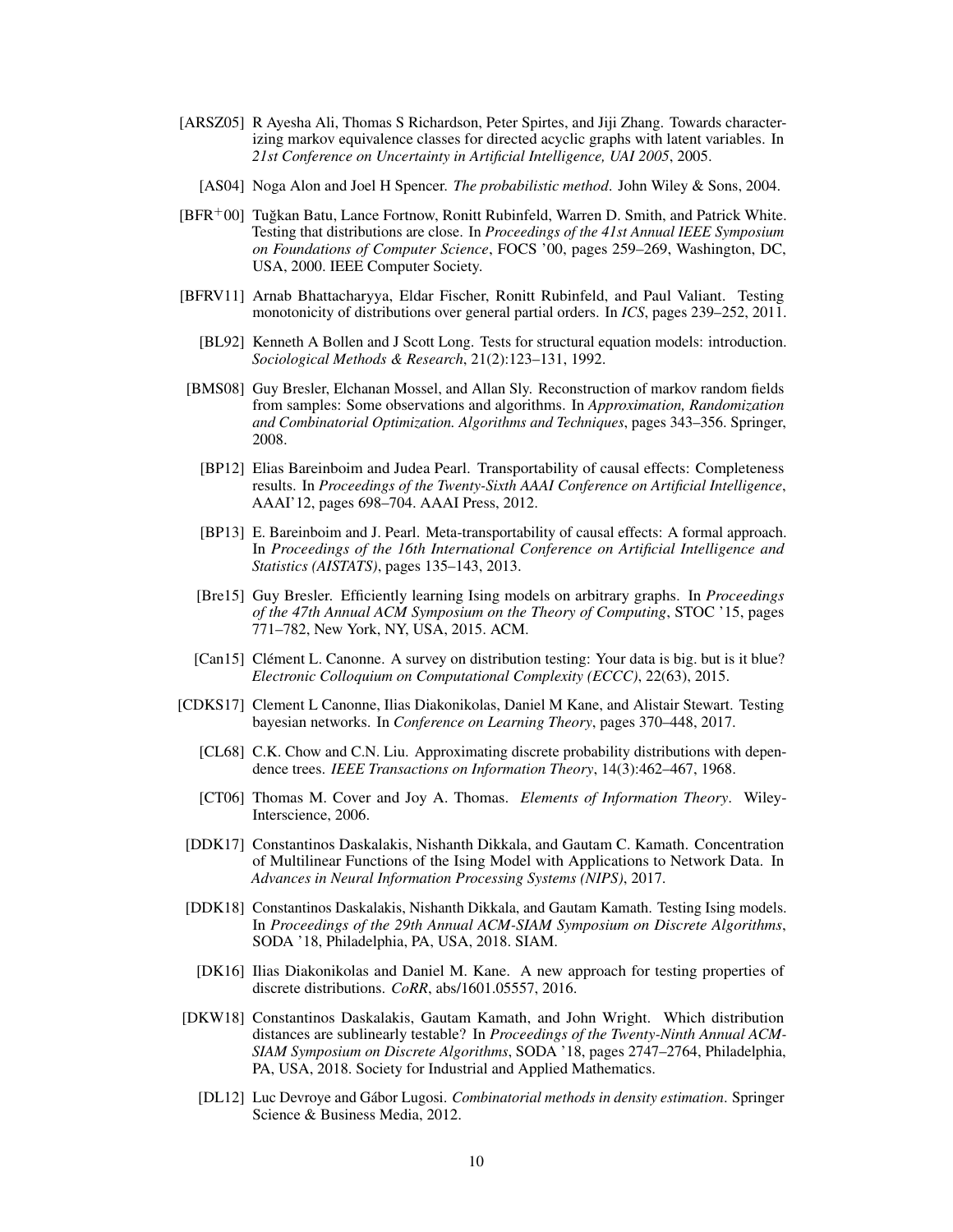[ARSZ05] R Ayesha Ali, Thomas S Richardson, Peter Spirtes, and Jiji Zhang. Towards characterizing markov equivalence classes for directed acyclic graphs with latent variables. In *21st Conference on Uncertainty in Artificial Intelligence, UAI 2005*, 2005.

[AS04] Noga Alon and Joel H Spencer. *The probabilistic method*. John Wiley & Sons, 2004.

[BFR$^+$00] Tuğkan Batu, Lance Fortnow, Ronitt Rubinfeld, Warren D. Smith, and Patrick White. Testing that distributions are close. In *Proceedings of the 41st Annual IEEE Symposium on Foundations of Computer Science*, FOCS '00, pages 259–269, Washington, DC, USA, 2000. IEEE Computer Society.

[BFRV11] Arnab Bhattacharyya, Eldar Fischer, Ronitt Rubinfeld, and Paul Valiant. Testing monotonicity of distributions over general partial orders. In *ICS*, pages 239–252, 2011.

[BL92] Kenneth A Bollen and J Scott Long. Tests for structural equation models: introduction. *Sociological Methods & Research*, 21(2):123–131, 1992.

[BMS08] Guy Bresler, Elchanan Mossel, and Allan Sly. Reconstruction of markov random fields from samples: Some observations and algorithms. In *Approximation, Randomization and Combinatorial Optimization. Algorithms and Techniques*, pages 343–356. Springer, 2008.

[BP12] Elias Bareinboim and Judea Pearl. Transportability of causal effects: Completeness results. In *Proceedings of the Twenty-Sixth AAAI Conference on Artificial Intelligence*, AAAI'12, pages 698–704. AAAI Press, 2012.

[BP13] E. Bareinboim and J. Pearl. Meta-transportability of causal effects: A formal approach. In *Proceedings of the 16th International Conference on Artificial Intelligence and Statistics (AISTATS)*, pages 135–143, 2013.

[Bre15] Guy Bresler. Efficiently learning Ising models on arbitrary graphs. In *Proceedings of the 47th Annual ACM Symposium on the Theory of Computing*, STOC '15, pages 771–782, New York, NY, USA, 2015. ACM.

[Can15] Clément L. Canonne. A survey on distribution testing: Your data is big. but is it blue? *Electronic Colloquium on Computational Complexity (ECCC)*, 22(63), 2015.

[CDKS17] Clement L Canonne, Ilias Diakonikolas, Daniel M Kane, and Alistair Stewart. Testing bayesian networks. In *Conference on Learning Theory*, pages 370–448, 2017.

[CL68] C.K. Chow and C.N. Liu. Approximating discrete probability distributions with dependence trees. *IEEE Transactions on Information Theory*, 14(3):462–467, 1968.

[CT06] Thomas M. Cover and Joy A. Thomas. *Elements of Information Theory*. Wiley-Interscience, 2006.

[DDK17] Constantinos Daskalakis, Nishanth Dikkala, and Gautam C. Kamath. Concentration of Multilinear Functions of the Ising Model with Applications to Network Data. In *Advances in Neural Information Processing Systems (NIPS)*, 2017.

[DDK18] Constantinos Daskalakis, Nishanth Dikkala, and Gautam Kamath. Testing Ising models. In *Proceedings of the 29th Annual ACM-SIAM Symposium on Discrete Algorithms*, SODA '18, Philadelphia, PA, USA, 2018. SIAM.

[DK16] Ilias Diakonikolas and Daniel M. Kane. A new approach for testing properties of discrete distributions. *CoRR*, abs/1601.05557, 2016.

[DKW18] Constantinos Daskalakis, Gautam Kamath, and John Wright. Which distribution distances are sublinearly testable? In *Proceedings of the Twenty-Ninth Annual ACM-SIAM Symposium on Discrete Algorithms*, SODA '18, pages 2747–2764, Philadelphia, PA, USA, 2018. Society for Industrial and Applied Mathematics.

[DL12] Luc Devroye and Gábor Lugosi. *Combinatorial methods in density estimation*. Springer Science & Business Media, 2012.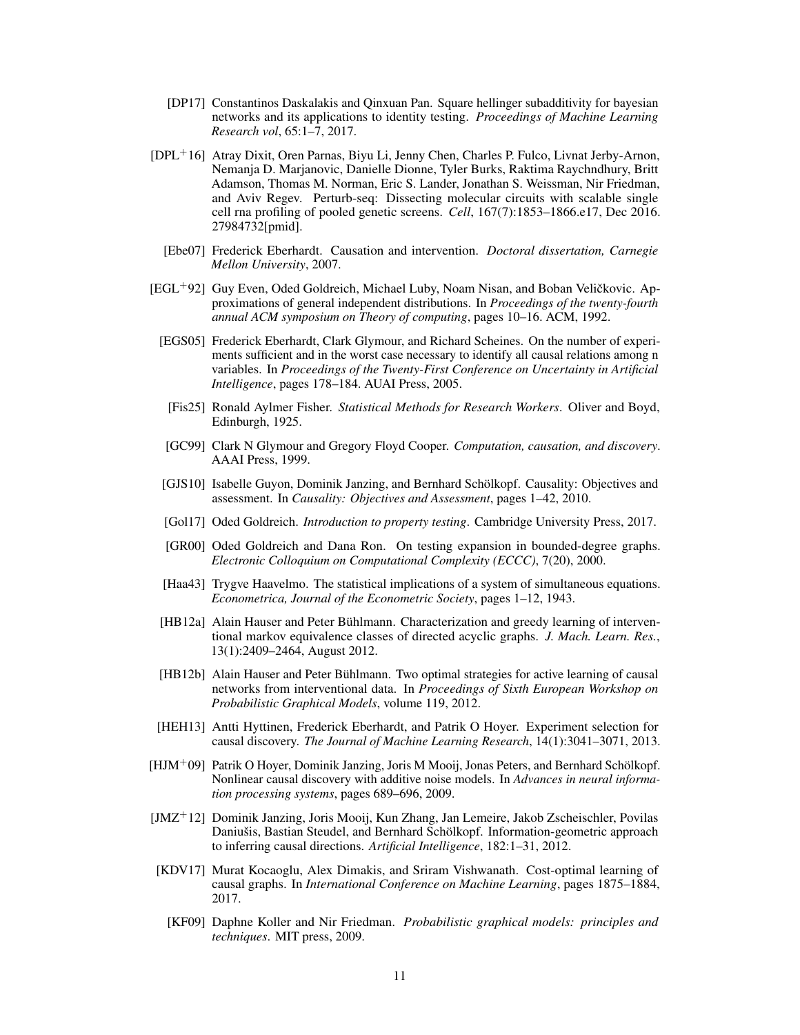[DP17] Constantinos Daskalakis and Qinxuan Pan. Square hellinger subadditivity for bayesian networks and its applications to identity testing. *Proceedings of Machine Learning Research vol*, 65:1–7, 2017.

[DPL+16] Atray Dixit, Oren Parnas, Biyu Li, Jenny Chen, Charles P. Fulco, Livnat Jerby-Arnon, Nemanja D. Marjanovic, Danielle Dionne, Tyler Burks, Raktima Raychndhury, Britt Adamson, Thomas M. Norman, Eric S. Lander, Jonathan S. Weissman, Nir Friedman, and Aviv Regev. Perturb-seq: Dissecting molecular circuits with scalable single cell rna profiling of pooled genetic screens. *Cell*, 167(7):1853–1866.e17, Dec 2016. 27984732[pmid].

[Ebe07] Frederick Eberhardt. Causation and intervention. *Doctoral dissertation, Carnegie Mellon University*, 2007.

[EGL+92] Guy Even, Oded Goldreich, Michael Luby, Noam Nisan, and Boban Veličkovic. Approximations of general independent distributions. In *Proceedings of the twenty-fourth annual ACM symposium on Theory of computing*, pages 10–16. ACM, 1992.

[EGS05] Frederick Eberhardt, Clark Glymour, and Richard Scheines. On the number of experiments sufficient and in the worst case necessary to identify all causal relations among n variables. In *Proceedings of the Twenty-First Conference on Uncertainty in Artificial Intelligence*, pages 178–184. AUAI Press, 2005.

[Fis25] Ronald Aylmer Fisher. *Statistical Methods for Research Workers*. Oliver and Boyd, Edinburgh, 1925.

[GC99] Clark N Glymour and Gregory Floyd Cooper. *Computation, causation, and discovery*. AAAI Press, 1999.

[GJS10] Isabelle Guyon, Dominik Janzing, and Bernhard Schölkopf. Causality: Objectives and assessment. In *Causality: Objectives and Assessment*, pages 1–42, 2010.

[Gol17] Oded Goldreich. *Introduction to property testing*. Cambridge University Press, 2017.

[GR00] Oded Goldreich and Dana Ron. On testing expansion in bounded-degree graphs. *Electronic Colloquium on Computational Complexity (ECCC)*, 7(20), 2000.

[Haa43] Trygve Haavelmo. The statistical implications of a system of simultaneous equations. *Econometrica, Journal of the Econometric Society*, pages 1–12, 1943.

[HB12a] Alain Hauser and Peter Bühlmann. Characterization and greedy learning of interventional markov equivalence classes of directed acyclic graphs. *J. Mach. Learn. Res.*, 13(1):2409–2464, August 2012.

[HB12b] Alain Hauser and Peter Bühlmann. Two optimal strategies for active learning of causal networks from interventional data. In *Proceedings of Sixth European Workshop on Probabilistic Graphical Models*, volume 119, 2012.

[HEH13] Antti Hyttinen, Frederick Eberhardt, and Patrik O Hoyer. Experiment selection for causal discovery. *The Journal of Machine Learning Research*, 14(1):3041–3071, 2013.

[HJM+09] Patrik O Hoyer, Dominik Janzing, Joris M Mooij, Jonas Peters, and Bernhard Schölkopf. Nonlinear causal discovery with additive noise models. In *Advances in neural information processing systems*, pages 689–696, 2009.

[JMZ+12] Dominik Janzing, Joris Mooij, Kun Zhang, Jan Lemeire, Jakob Zscheischler, Povilas Daniušis, Bastian Steudel, and Bernhard Schölkopf. Information-geometric approach to inferring causal directions. *Artificial Intelligence*, 182:1–31, 2012.

[KDV17] Murat Kocaoglu, Alex Dimakis, and Sriram Vishwanath. Cost-optimal learning of causal graphs. In *International Conference on Machine Learning*, pages 1875–1884, 2017.

[KF09] Daphne Koller and Nir Friedman. *Probabilistic graphical models: principles and techniques*. MIT press, 2009.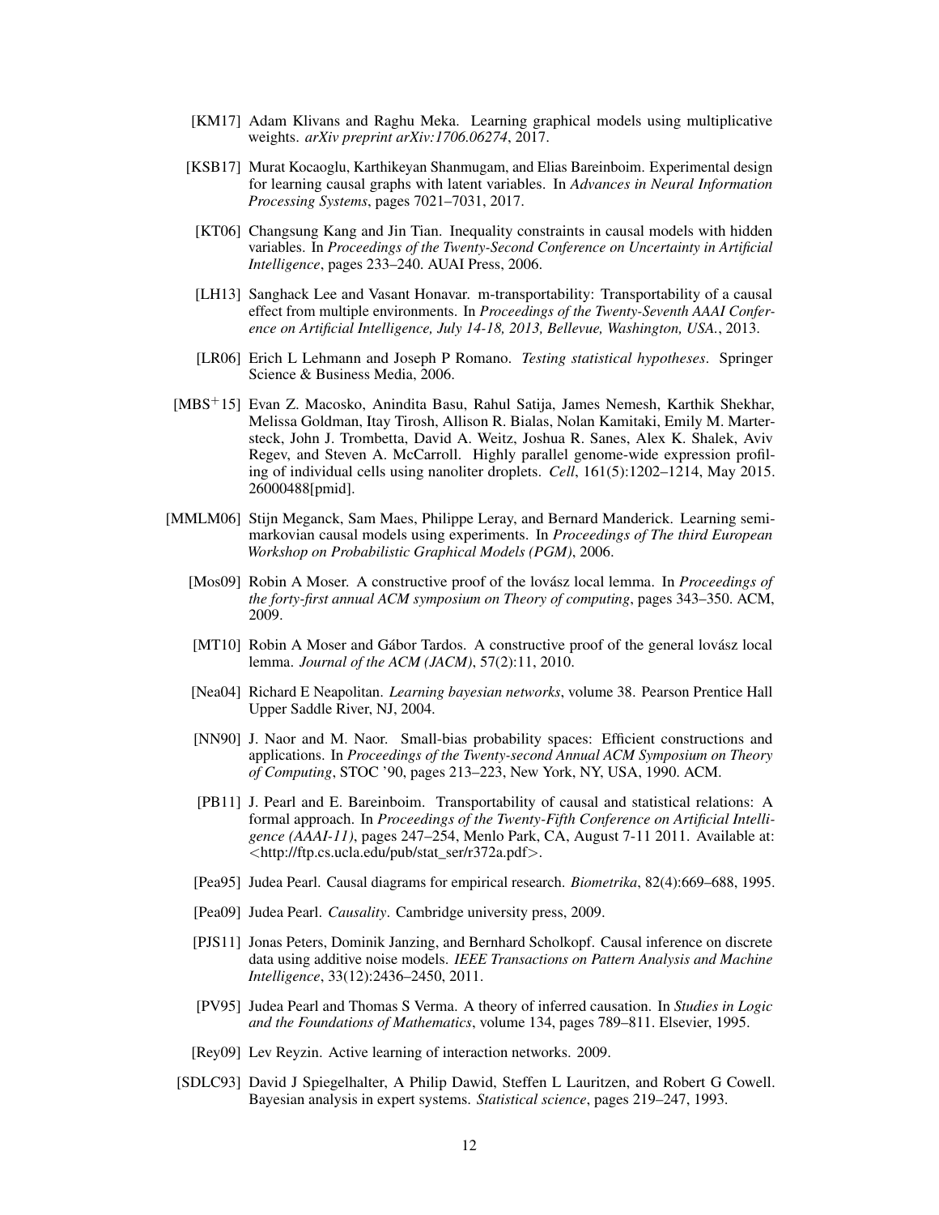[KM17] Adam Klivans and Raghu Meka. Learning graphical models using multiplicative weights. *arXiv preprint arXiv:1706.06274*, 2017.

[KSB17] Murat Kocaoglu, Karthikeyan Shanmugam, and Elias Bareinboim. Experimental design for learning causal graphs with latent variables. In *Advances in Neural Information Processing Systems*, pages 7021–7031, 2017.

[KT06] Changsung Kang and Jin Tian. Inequality constraints in causal models with hidden variables. In *Proceedings of the Twenty-Second Conference on Uncertainty in Artificial Intelligence*, pages 233–240. AUAI Press, 2006.

[LH13] Sanghack Lee and Vasant Honavar. m-transportability: Transportability of a causal effect from multiple environments. In *Proceedings of the Twenty-Seventh AAAI Conference on Artificial Intelligence, July 14-18, 2013, Bellevue, Washington, USA.*, 2013.

[LR06] Erich L Lehmann and Joseph P Romano. *Testing statistical hypotheses*. Springer Science & Business Media, 2006.

[MBS+15] Evan Z. Macosko, Anindita Basu, Rahul Satija, James Nemesh, Karthik Shekhar, Melissa Goldman, Itay Tirosh, Allison R. Bialas, Nolan Kamitaki, Emily M. Martersteck, John J. Trombetta, David A. Weitz, Joshua R. Sanes, Alex K. Shalek, Aviv Regev, and Steven A. McCarroll. Highly parallel genome-wide expression profiling of individual cells using nanoliter droplets. *Cell*, 161(5):1202–1214, May 2015. 26000488[pmid].

[MMLM06] Stijn Meganck, Sam Maes, Philippe Leray, and Bernard Manderick. Learning semi-markovian causal models using experiments. In *Proceedings of The third European Workshop on Probabilistic Graphical Models (PGM)*, 2006.

[Mos09] Robin A Moser. A constructive proof of the lovász local lemma. In *Proceedings of the forty-first annual ACM symposium on Theory of computing*, pages 343–350. ACM, 2009.

[MT10] Robin A Moser and Gábor Tardos. A constructive proof of the general lovász local lemma. *Journal of the ACM (JACM)*, 57(2):11, 2010.

[Nea04] Richard E Neapolitan. *Learning bayesian networks*, volume 38. Pearson Prentice Hall Upper Saddle River, NJ, 2004.

[NN90] J. Naor and M. Naor. Small-bias probability spaces: Efficient constructions and applications. In *Proceedings of the Twenty-second Annual ACM Symposium on Theory of Computing*, STOC '90, pages 213–223, New York, NY, USA, 1990. ACM.

[PB11] J. Pearl and E. Bareinboim. Transportability of causal and statistical relations: A formal approach. In *Proceedings of the Twenty-Fifth Conference on Artificial Intelligence (AAAI-11)*, pages 247–254, Menlo Park, CA, August 7-11 2011. Available at: <http://ftp.cs.ucla.edu/pub/stat_ser/r372a.pdf>.

[Pea95] Judea Pearl. Causal diagrams for empirical research. *Biometrika*, 82(4):669–688, 1995.

[Pea09] Judea Pearl. *Causality*. Cambridge university press, 2009.

[PJS11] Jonas Peters, Dominik Janzing, and Bernhard Scholkopf. Causal inference on discrete data using additive noise models. *IEEE Transactions on Pattern Analysis and Machine Intelligence*, 33(12):2436–2450, 2011.

[PV95] Judea Pearl and Thomas S Verma. A theory of inferred causation. In *Studies in Logic and the Foundations of Mathematics*, volume 134, pages 789–811. Elsevier, 1995.

[Rey09] Lev Reyzin. Active learning of interaction networks. 2009.

[SDLC93] David J Spiegelhalter, A Philip Dawid, Steffen L Lauritzen, and Robert G Cowell. Bayesian analysis in expert systems. *Statistical science*, pages 219–247, 1993.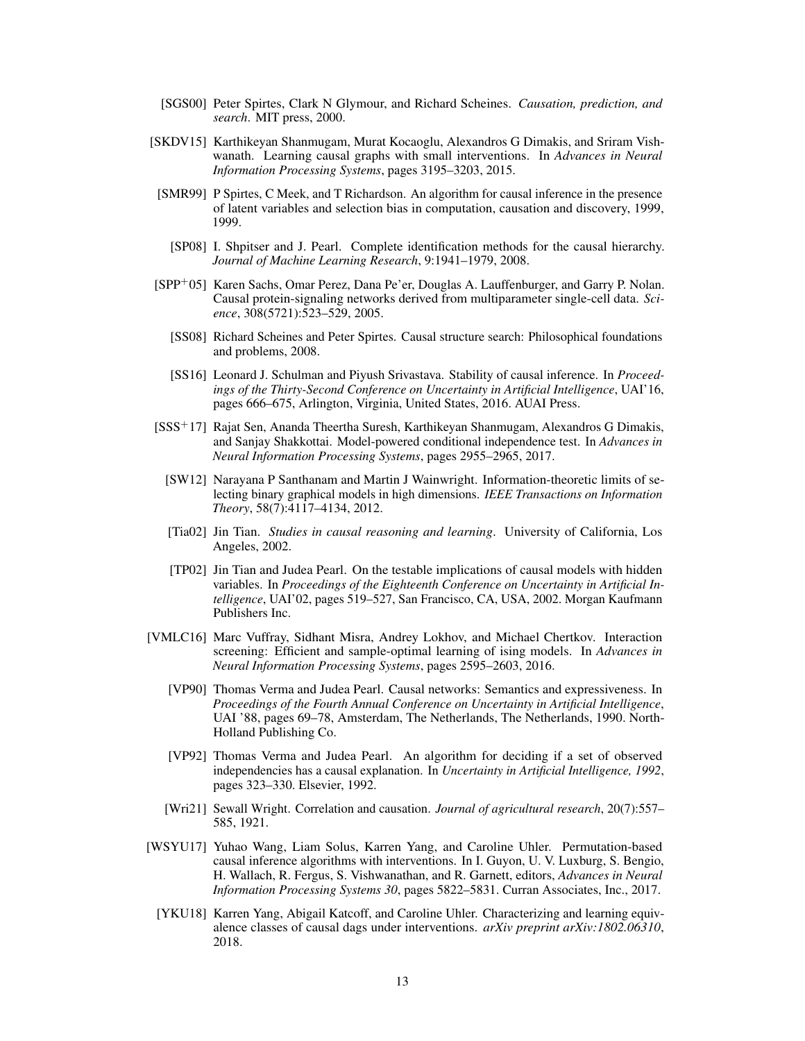[SGS00] Peter Spirtes, Clark N Glymour, and Richard Scheines. *Causation, prediction, and search*. MIT press, 2000.

[SKDV15] Karthikeyan Shanmugam, Murat Kocaoglu, Alexandros G Dimakis, and Sriram Vishwanath. Learning causal graphs with small interventions. In *Advances in Neural Information Processing Systems*, pages 3195–3203, 2015.

[SMR99] P Spirtes, C Meek, and T Richardson. An algorithm for causal inference in the presence of latent variables and selection bias in computation, causation and discovery, 1999, 1999.

[SP08] I. Shpitser and J. Pearl. Complete identification methods for the causal hierarchy. *Journal of Machine Learning Research*, 9:1941–1979, 2008.

[SPP+05] Karen Sachs, Omar Perez, Dana Pe'er, Douglas A. Lauffenburger, and Garry P. Nolan. Causal protein-signaling networks derived from multiparameter single-cell data. *Science*, 308(5721):523–529, 2005.

[SS08] Richard Scheines and Peter Spirtes. Causal structure search: Philosophical foundations and problems, 2008.

[SS16] Leonard J. Schulman and Piyush Srivastava. Stability of causal inference. In *Proceedings of the Thirty-Second Conference on Uncertainty in Artificial Intelligence*, UAI'16, pages 666–675, Arlington, Virginia, United States, 2016. AUAI Press.

[SSS+17] Rajat Sen, Ananda Theertha Suresh, Karthikeyan Shanmugam, Alexandros G Dimakis, and Sanjay Shakkottai. Model-powered conditional independence test. In *Advances in Neural Information Processing Systems*, pages 2955–2965, 2017.

[SW12] Narayana P Santhanam and Martin J Wainwright. Information-theoretic limits of selecting binary graphical models in high dimensions. *IEEE Transactions on Information Theory*, 58(7):4117–4134, 2012.

[Tia02] Jin Tian. *Studies in causal reasoning and learning*. University of California, Los Angeles, 2002.

[TP02] Jin Tian and Judea Pearl. On the testable implications of causal models with hidden variables. In *Proceedings of the Eighteenth Conference on Uncertainty in Artificial Intelligence*, UAI'02, pages 519–527, San Francisco, CA, USA, 2002. Morgan Kaufmann Publishers Inc.

[VMLC16] Marc Vuffray, Sidhant Misra, Andrey Lokhov, and Michael Chertkov. Interaction screening: Efficient and sample-optimal learning of ising models. In *Advances in Neural Information Processing Systems*, pages 2595–2603, 2016.

[VP90] Thomas Verma and Judea Pearl. Causal networks: Semantics and expressiveness. In *Proceedings of the Fourth Annual Conference on Uncertainty in Artificial Intelligence*, UAI '88, pages 69–78, Amsterdam, The Netherlands, The Netherlands, 1990. North-Holland Publishing Co.

[VP92] Thomas Verma and Judea Pearl. An algorithm for deciding if a set of observed independencies has a causal explanation. In *Uncertainty in Artificial Intelligence, 1992*, pages 323–330. Elsevier, 1992.

[Wri21] Sewall Wright. Correlation and causation. *Journal of agricultural research*, 20(7):557–585, 1921.

[WSYU17] Yuhao Wang, Liam Solus, Karren Yang, and Caroline Uhler. Permutation-based causal inference algorithms with interventions. In I. Guyon, U. V. Luxburg, S. Bengio, H. Wallach, R. Fergus, S. Vishwanathan, and R. Garnett, editors, *Advances in Neural Information Processing Systems 30*, pages 5822–5831. Curran Associates, Inc., 2017.

[YKU18] Karren Yang, Abigail Katcoff, and Caroline Uhler. Characterizing and learning equivalence classes of causal dags under interventions. *arXiv preprint arXiv:1802.06310*, 2018.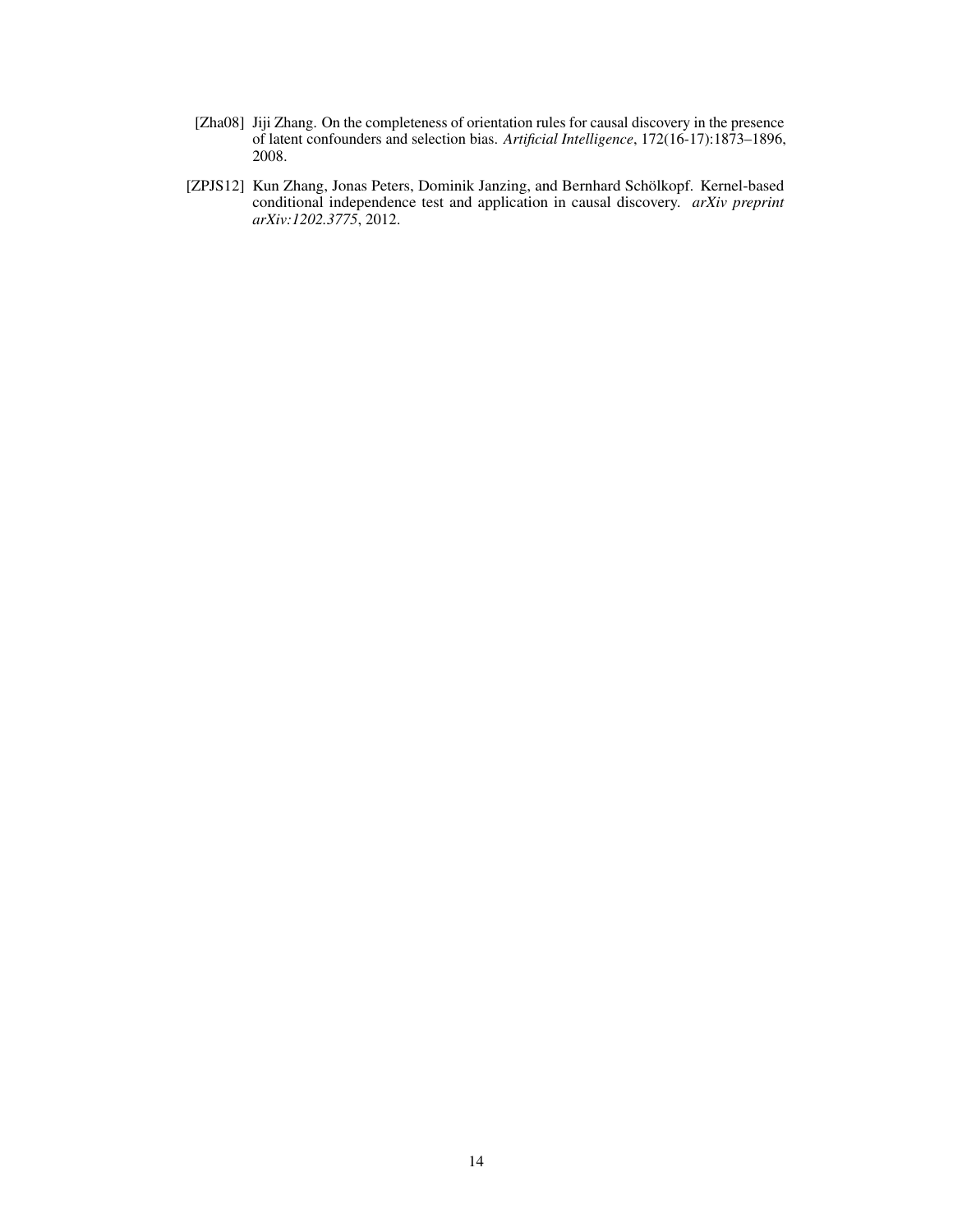[Zha08] Jiji Zhang. On the completeness of orientation rules for causal discovery in the presence of latent confounders and selection bias. *Artificial Intelligence*, 172(16-17):1873–1896, 2008.

[ZPJS12] Kun Zhang, Jonas Peters, Dominik Janzing, and Bernhard Schölkopf. Kernel-based conditional independence test and application in causal discovery. *arXiv preprint arXiv:1202.3775*, 2012.